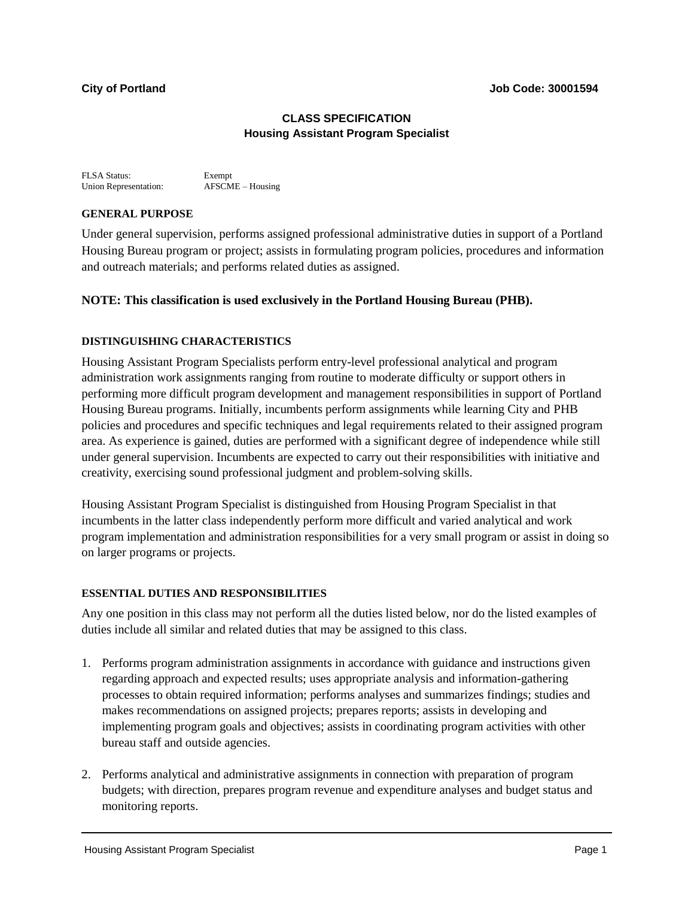**City of Portland** **Job Code: 30001594**

# CLASS SPECIFICATION
## Housing Assistant Program Specialist

FLSA Status: Exempt
Union Representation: AFSCME – Housing

### GENERAL PURPOSE

Under general supervision, performs assigned professional administrative duties in support of a Portland Housing Bureau program or project; assists in formulating program policies, procedures and information and outreach materials; and performs related duties as assigned.

**NOTE: This classification is used exclusively in the Portland Housing Bureau (PHB).**

### DISTINGUISHING CHARACTERISTICS

Housing Assistant Program Specialists perform entry-level professional analytical and program administration work assignments ranging from routine to moderate difficulty or support others in performing more difficult program development and management responsibilities in support of Portland Housing Bureau programs. Initially, incumbents perform assignments while learning City and PHB policies and procedures and specific techniques and legal requirements related to their assigned program area. As experience is gained, duties are performed with a significant degree of independence while still under general supervision. Incumbents are expected to carry out their responsibilities with initiative and creativity, exercising sound professional judgment and problem-solving skills.

Housing Assistant Program Specialist is distinguished from Housing Program Specialist in that incumbents in the latter class independently perform more difficult and varied analytical and work program implementation and administration responsibilities for a very small program or assist in doing so on larger programs or projects.

### ESSENTIAL DUTIES AND RESPONSIBILITIES

Any one position in this class may not perform all the duties listed below, nor do the listed examples of duties include all similar and related duties that may be assigned to this class.

1. Performs program administration assignments in accordance with guidance and instructions given regarding approach and expected results; uses appropriate analysis and information-gathering processes to obtain required information; performs analyses and summarizes findings; studies and makes recommendations on assigned projects; prepares reports; assists in developing and implementing program goals and objectives; assists in coordinating program activities with other bureau staff and outside agencies.

2. Performs analytical and administrative assignments in connection with preparation of program budgets; with direction, prepares program revenue and expenditure analyses and budget status and monitoring reports.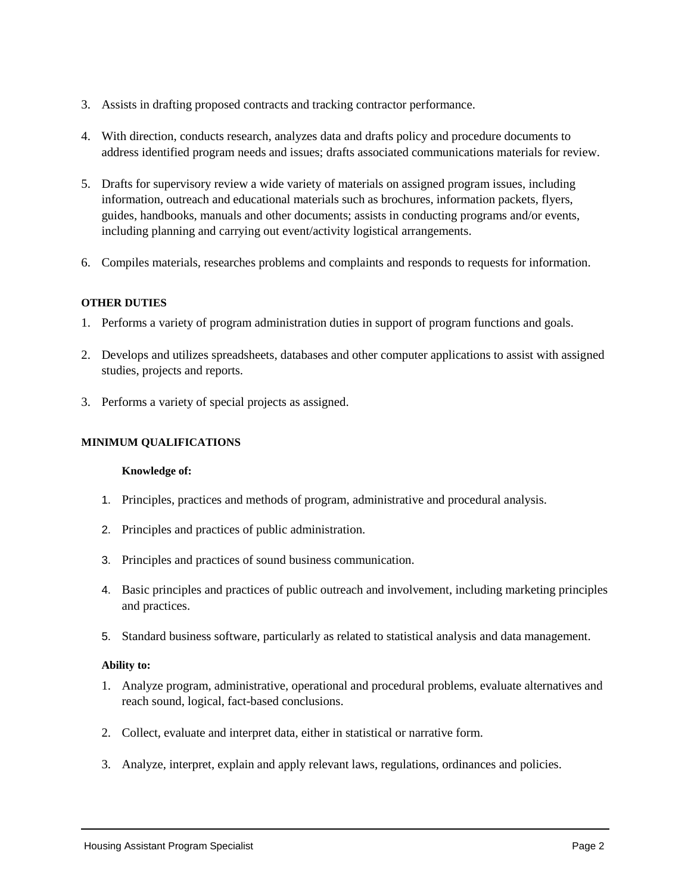3. Assists in drafting proposed contracts and tracking contractor performance.

4. With direction, conducts research, analyzes data and drafts policy and procedure documents to address identified program needs and issues; drafts associated communications materials for review.

5. Drafts for supervisory review a wide variety of materials on assigned program issues, including information, outreach and educational materials such as brochures, information packets, flyers, guides, handbooks, manuals and other documents; assists in conducting programs and/or events, including planning and carrying out event/activity logistical arrangements.

6. Compiles materials, researches problems and complaints and responds to requests for information.

**OTHER DUTIES**

1. Performs a variety of program administration duties in support of program functions and goals.

2. Develops and utilizes spreadsheets, databases and other computer applications to assist with assigned studies, projects and reports.

3. Performs a variety of special projects as assigned.

**MINIMUM QUALIFICATIONS**

**Knowledge of:**

1. Principles, practices and methods of program, administrative and procedural analysis.

2. Principles and practices of public administration.

3. Principles and practices of sound business communication.

4. Basic principles and practices of public outreach and involvement, including marketing principles and practices.

5. Standard business software, particularly as related to statistical analysis and data management.

**Ability to:**

1. Analyze program, administrative, operational and procedural problems, evaluate alternatives and reach sound, logical, fact-based conclusions.

2. Collect, evaluate and interpret data, either in statistical or narrative form.

3. Analyze, interpret, explain and apply relevant laws, regulations, ordinances and policies.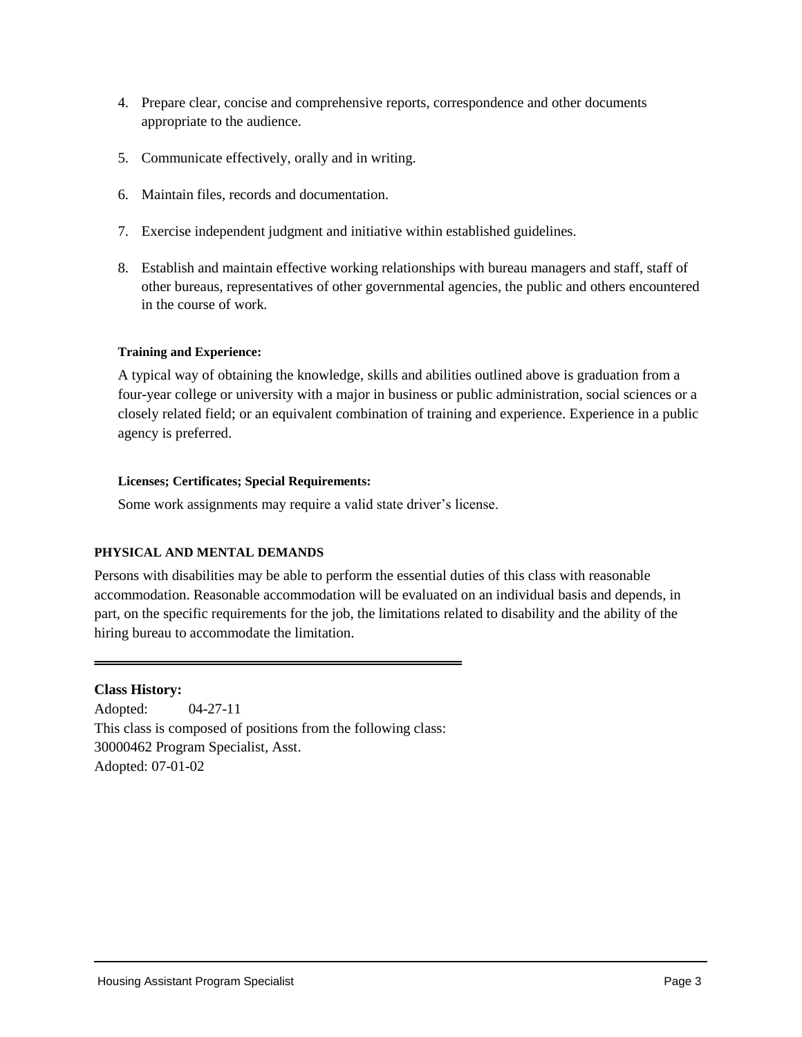4. Prepare clear, concise and comprehensive reports, correspondence and other documents appropriate to the audience.

5. Communicate effectively, orally and in writing.

6. Maintain files, records and documentation.

7. Exercise independent judgment and initiative within established guidelines.

8. Establish and maintain effective working relationships with bureau managers and staff, staff of other bureaus, representatives of other governmental agencies, the public and others encountered in the course of work.

#### Training and Experience:

A typical way of obtaining the knowledge, skills and abilities outlined above is graduation from a four-year college or university with a major in business or public administration, social sciences or a closely related field; or an equivalent combination of training and experience. Experience in a public agency is preferred.

#### Licenses; Certificates; Special Requirements:

Some work assignments may require a valid state driver's license.

### PHYSICAL AND MENTAL DEMANDS

Persons with disabilities may be able to perform the essential duties of this class with reasonable accommodation. Reasonable accommodation will be evaluated on an individual basis and depends, in part, on the specific requirements for the job, the limitations related to disability and the ability of the hiring bureau to accommodate the limitation.

---

**Class History:**

Adopted: 04-27-11
This class is composed of positions from the following class:
30000462 Program Specialist, Asst.
Adopted: 07-01-02